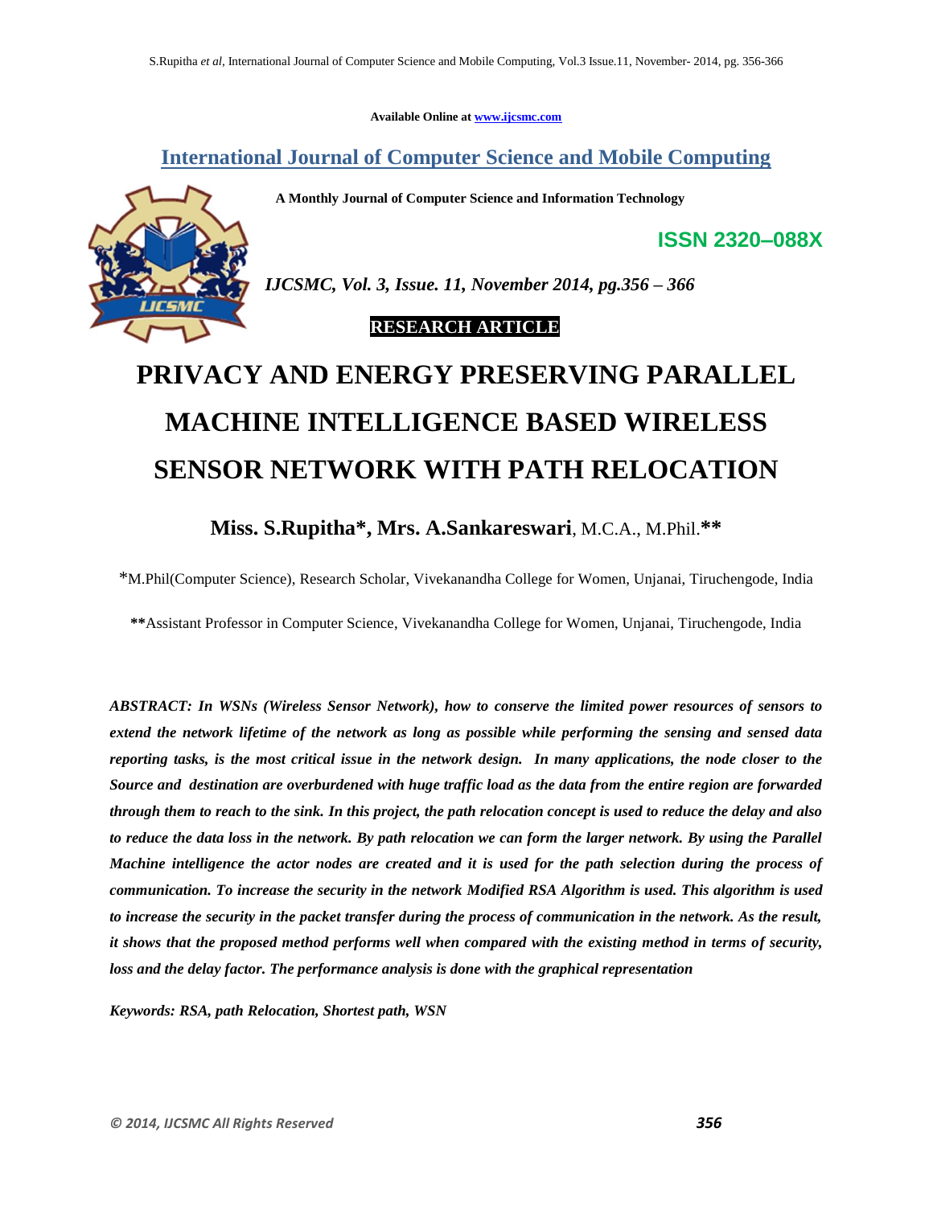Available Online at www.ijcsmc.com

## International Journal of Computer Science and Mobile Computing

**A Monthly Journal of Computer Science and Information Technology**

**ISSN 2320–088X**

*IJCSMC, Vol. 3, Issue. 11, November 2014, pg.356 – 366*

**RESEARCH ARTICLE**

# PRIVACY AND ENERGY PRESERVING PARALLEL MACHINE INTELLIGENCE BASED WIRELESS SENSOR NETWORK WITH PATH RELOCATION

**Miss. S.Rupitha\*, Mrs. A.Sankareswari**, M.C.A., M.Phil.**\*\***

\*M.Phil(Computer Science), Research Scholar, Vivekanandha College for Women, Unjanai, Tiruchengode, India

\*\*Assistant Professor in Computer Science, Vivekanandha College for Women, Unjanai, Tiruchengode, India

***ABSTRACT:** In WSNs (Wireless Sensor Network), how to conserve the limited power resources of sensors to extend the network lifetime of the network as long as possible while performing the sensing and sensed data reporting tasks, is the most critical issue in the network design. In many applications, the node closer to the Source and destination are overburdened with huge traffic load as the data from the entire region are forwarded through them to reach to the sink. In this project, the path relocation concept is used to reduce the delay and also to reduce the data loss in the network. By path relocation we can form the larger network. By using the Parallel Machine intelligence the actor nodes are created and it is used for the path selection during the process of communication. To increase the security in the network Modified RSA Algorithm is used. This algorithm is used to increase the security in the packet transfer during the process of communication in the network. As the result, it shows that the proposed method performs well when compared with the existing method in terms of security, loss and the delay factor. The performance analysis is done with the graphical representation*

***Keywords:** RSA, path Relocation, Shortest path, WSN*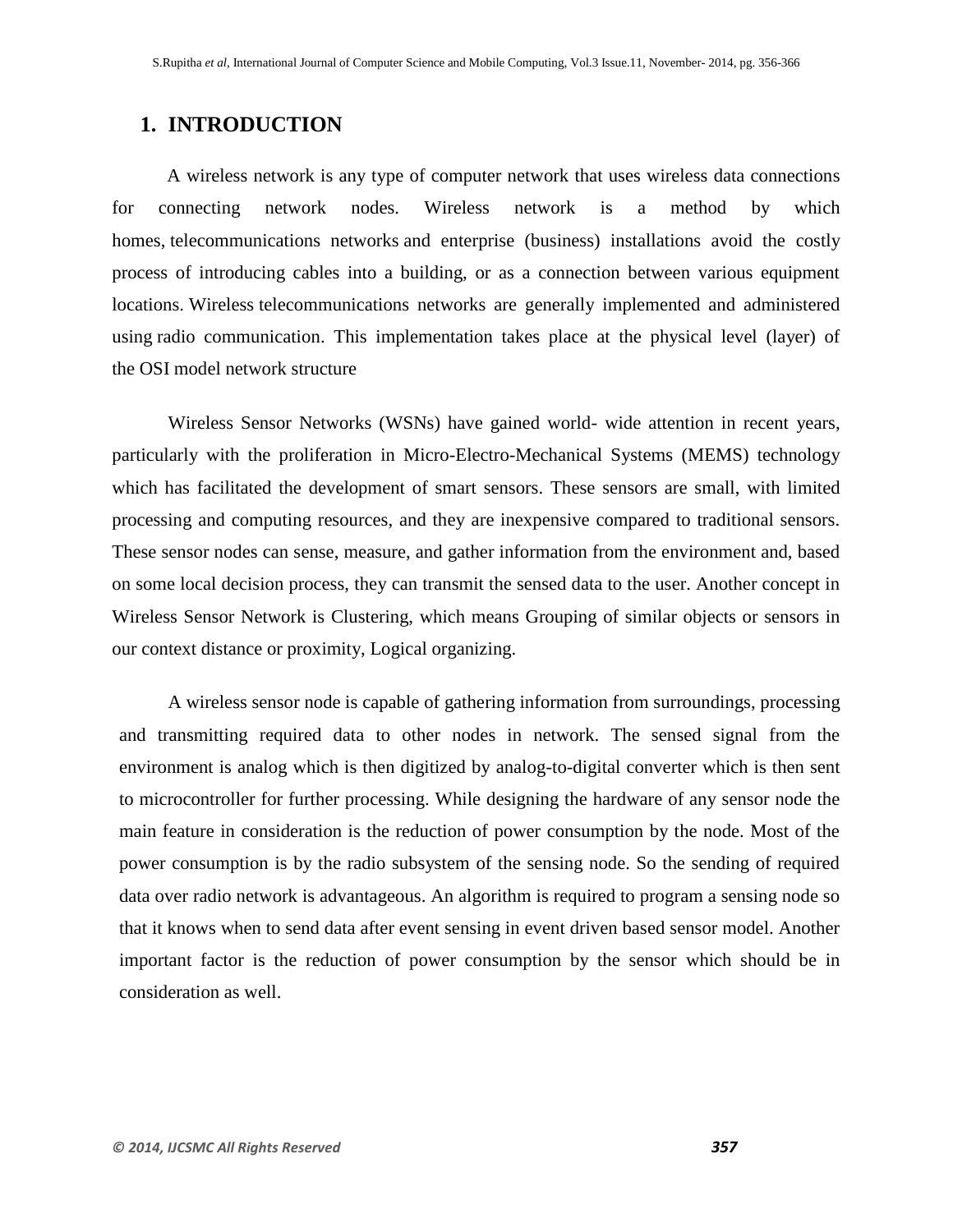## 1. INTRODUCTION

A wireless network is any type of computer network that uses wireless data connections for connecting network nodes. Wireless network is a method by which homes, telecommunications networks and enterprise (business) installations avoid the costly process of introducing cables into a building, or as a connection between various equipment locations. Wireless telecommunications networks are generally implemented and administered using radio communication. This implementation takes place at the physical level (layer) of the OSI model network structure

Wireless Sensor Networks (WSNs) have gained world- wide attention in recent years, particularly with the proliferation in Micro-Electro-Mechanical Systems (MEMS) technology which has facilitated the development of smart sensors. These sensors are small, with limited processing and computing resources, and they are inexpensive compared to traditional sensors. These sensor nodes can sense, measure, and gather information from the environment and, based on some local decision process, they can transmit the sensed data to the user. Another concept in Wireless Sensor Network is Clustering, which means Grouping of similar objects or sensors in our context distance or proximity, Logical organizing.

A wireless sensor node is capable of gathering information from surroundings, processing and transmitting required data to other nodes in network. The sensed signal from the environment is analog which is then digitized by analog-to-digital converter which is then sent to microcontroller for further processing. While designing the hardware of any sensor node the main feature in consideration is the reduction of power consumption by the node. Most of the power consumption is by the radio subsystem of the sensing node. So the sending of required data over radio network is advantageous. An algorithm is required to program a sensing node so that it knows when to send data after event sensing in event driven based sensor model. Another important factor is the reduction of power consumption by the sensor which should be in consideration as well.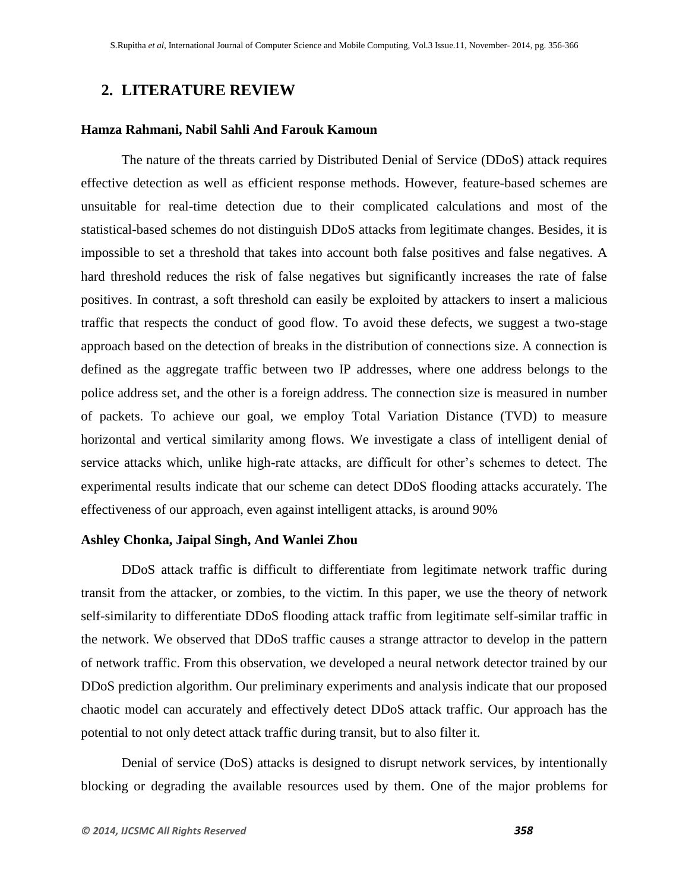## 2. LITERATURE REVIEW

**Hamza Rahmani, Nabil Sahli And Farouk Kamoun**

The nature of the threats carried by Distributed Denial of Service (DDoS) attack requires effective detection as well as efficient response methods. However, feature-based schemes are unsuitable for real-time detection due to their complicated calculations and most of the statistical-based schemes do not distinguish DDoS attacks from legitimate changes. Besides, it is impossible to set a threshold that takes into account both false positives and false negatives. A hard threshold reduces the risk of false negatives but significantly increases the rate of false positives. In contrast, a soft threshold can easily be exploited by attackers to insert a malicious traffic that respects the conduct of good flow. To avoid these defects, we suggest a two-stage approach based on the detection of breaks in the distribution of connections size. A connection is defined as the aggregate traffic between two IP addresses, where one address belongs to the police address set, and the other is a foreign address. The connection size is measured in number of packets. To achieve our goal, we employ Total Variation Distance (TVD) to measure horizontal and vertical similarity among flows. We investigate a class of intelligent denial of service attacks which, unlike high-rate attacks, are difficult for other's schemes to detect. The experimental results indicate that our scheme can detect DDoS flooding attacks accurately. The effectiveness of our approach, even against intelligent attacks, is around 90%

**Ashley Chonka, Jaipal Singh, And Wanlei Zhou**

DDoS attack traffic is difficult to differentiate from legitimate network traffic during transit from the attacker, or zombies, to the victim. In this paper, we use the theory of network self-similarity to differentiate DDoS flooding attack traffic from legitimate self-similar traffic in the network. We observed that DDoS traffic causes a strange attractor to develop in the pattern of network traffic. From this observation, we developed a neural network detector trained by our DDoS prediction algorithm. Our preliminary experiments and analysis indicate that our proposed chaotic model can accurately and effectively detect DDoS attack traffic. Our approach has the potential to not only detect attack traffic during transit, but to also filter it.

Denial of service (DoS) attacks is designed to disrupt network services, by intentionally blocking or degrading the available resources used by them. One of the major problems for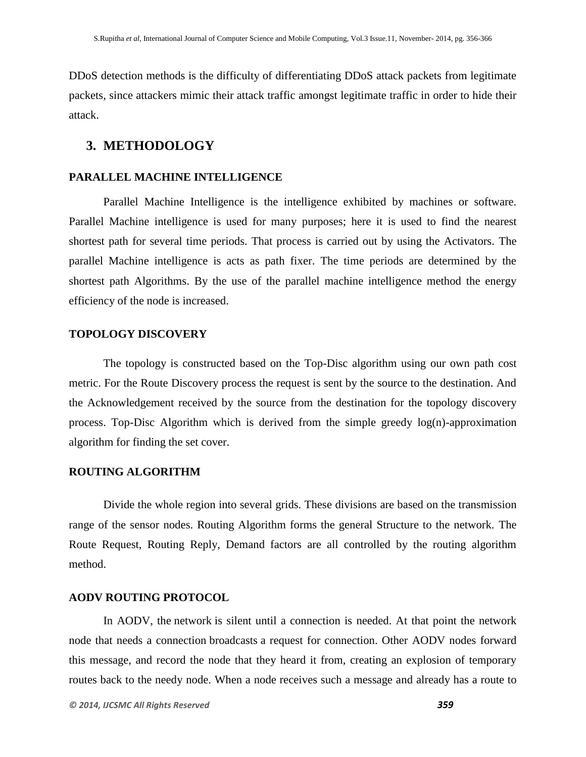DDoS detection methods is the difficulty of differentiating DDoS attack packets from legitimate packets, since attackers mimic their attack traffic amongst legitimate traffic in order to hide their attack.

## 3. METHODOLOGY

### PARALLEL MACHINE INTELLIGENCE

Parallel Machine Intelligence is the intelligence exhibited by machines or software. Parallel Machine intelligence is used for many purposes; here it is used to find the nearest shortest path for several time periods. That process is carried out by using the Activators. The parallel Machine intelligence is acts as path fixer. The time periods are determined by the shortest path Algorithms. By the use of the parallel machine intelligence method the energy efficiency of the node is increased.

### TOPOLOGY DISCOVERY

The topology is constructed based on the Top-Disc algorithm using our own path cost metric. For the Route Discovery process the request is sent by the source to the destination. And the Acknowledgement received by the source from the destination for the topology discovery process. Top-Disc Algorithm which is derived from the simple greedy log(n)-approximation algorithm for finding the set cover.

### ROUTING ALGORITHM

Divide the whole region into several grids. These divisions are based on the transmission range of the sensor nodes. Routing Algorithm forms the general Structure to the network. The Route Request, Routing Reply, Demand factors are all controlled by the routing algorithm method.

### AODV ROUTING PROTOCOL

In AODV, the network is silent until a connection is needed. At that point the network node that needs a connection broadcasts a request for connection. Other AODV nodes forward this message, and record the node that they heard it from, creating an explosion of temporary routes back to the needy node. When a node receives such a message and already has a route to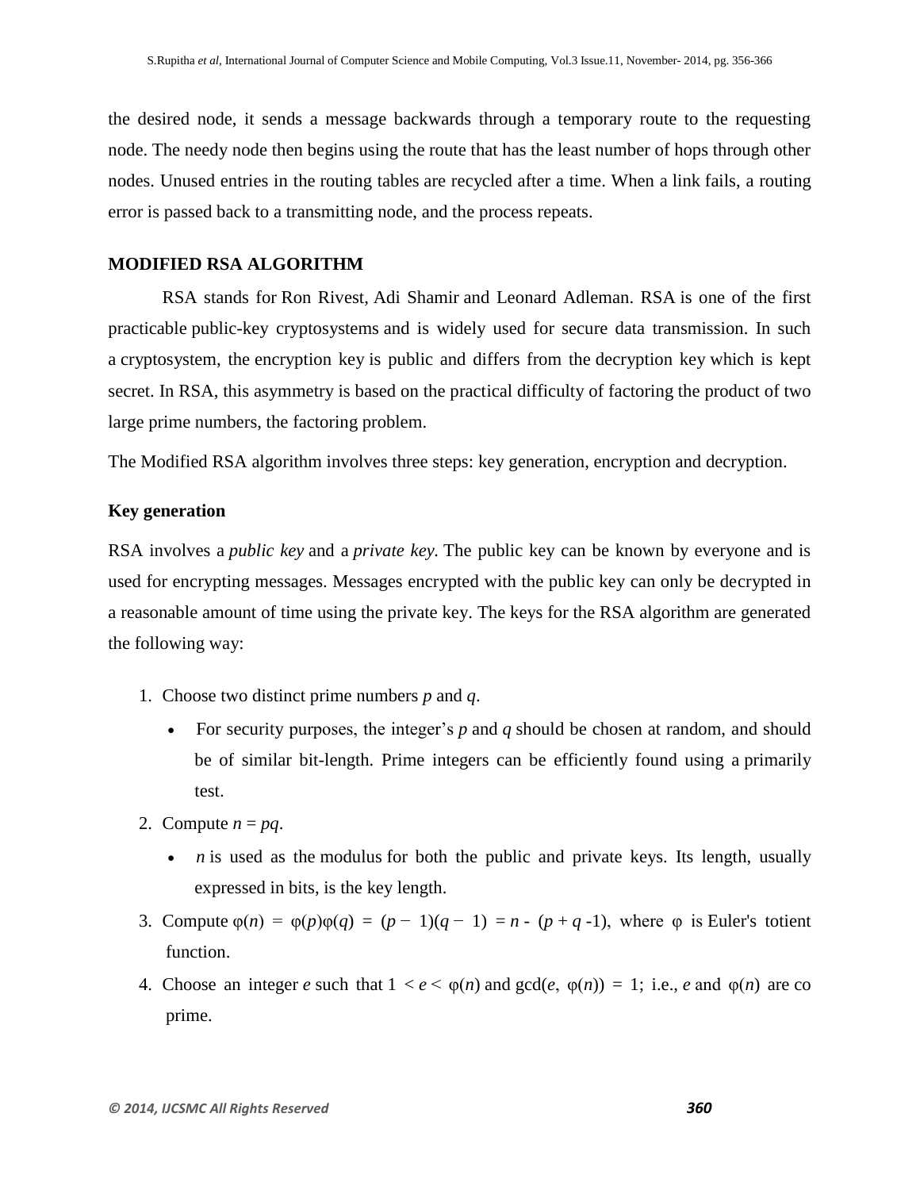the desired node, it sends a message backwards through a temporary route to the requesting node. The needy node then begins using the route that has the least number of hops through other nodes. Unused entries in the routing tables are recycled after a time. When a link fails, a routing error is passed back to a transmitting node, and the process repeats.

## MODIFIED RSA ALGORITHM

RSA stands for Ron Rivest, Adi Shamir and Leonard Adleman. RSA is one of the first practicable public-key cryptosystems and is widely used for secure data transmission. In such a cryptosystem, the encryption key is public and differs from the decryption key which is kept secret. In RSA, this asymmetry is based on the practical difficulty of factoring the product of two large prime numbers, the factoring problem.

The Modified RSA algorithm involves three steps: key generation, encryption and decryption.

### Key generation

RSA involves a *public key* and a *private key*. The public key can be known by everyone and is used for encrypting messages. Messages encrypted with the public key can only be decrypted in a reasonable amount of time using the private key. The keys for the RSA algorithm are generated the following way:

1. Choose two distinct prime numbers $p$ and $q$.
   - For security purposes, the integer's $p$ and $q$ should be chosen at random, and should be of similar bit-length. Prime integers can be efficiently found using a primarily test.
2. Compute $n = pq$.
   - $n$ is used as the modulus for both the public and private keys. Its length, usually expressed in bits, is the key length.
3. Compute $\varphi(n) = \varphi(p)\varphi(q) = (p - 1)(q - 1) = n - (p + q - 1)$, where $\varphi$ is Euler's totient function.
4. Choose an integer $e$ such that $1 < e < \varphi(n)$ and $\gcd(e, \varphi(n)) = 1$; i.e., $e$ and $\varphi(n)$ are co prime.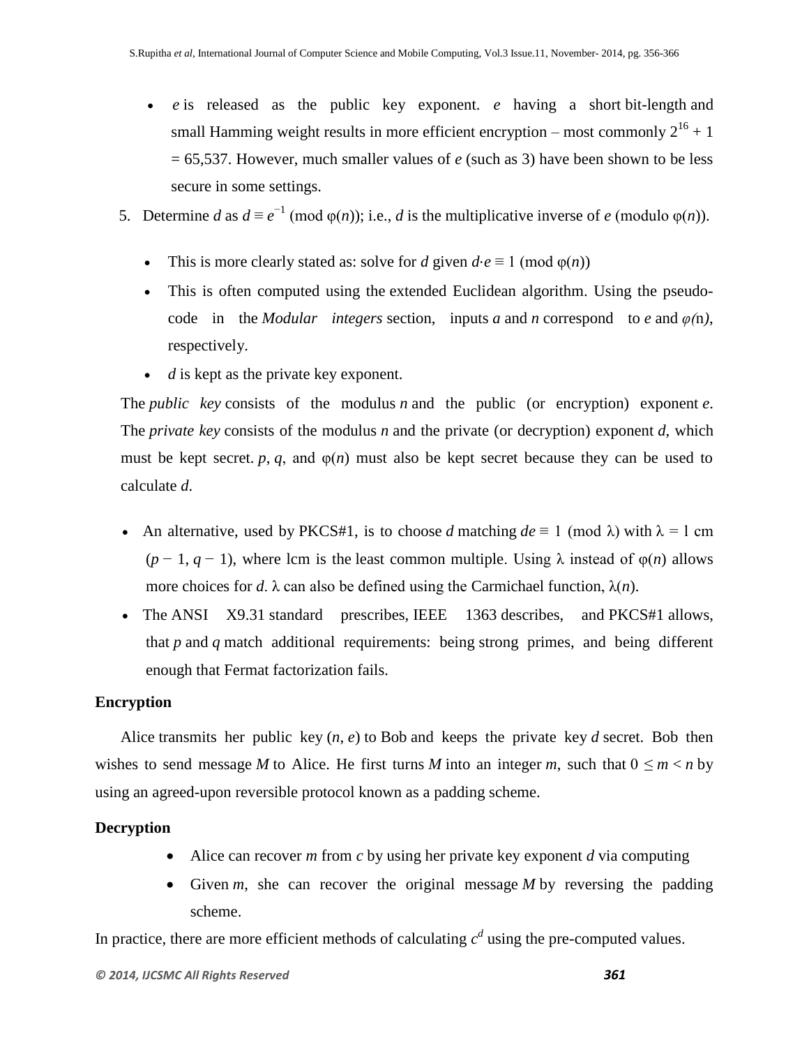- $e$ is released as the public key exponent. $e$ having a short bit-length and small Hamming weight results in more efficient encryption – most commonly $2^{16} + 1 = 65{,}537$. However, much smaller values of $e$ (such as 3) have been shown to be less secure in some settings.

5. Determine $d$ as $d \equiv e^{-1} \pmod{\varphi(n)}$; i.e., $d$ is the multiplicative inverse of $e$ (modulo $\varphi(n)$).
   - This is more clearly stated as: solve for $d$ given $d \cdot e \equiv 1 \pmod{\varphi(n)}$
   - This is often computed using the extended Euclidean algorithm. Using the pseudo-code in the *Modular integers* section, inputs $a$ and $n$ correspond to $e$ and $\varphi(n)$, respectively.
   - $d$ is kept as the private key exponent.

The *public key* consists of the modulus $n$ and the public (or encryption) exponent $e$. The *private key* consists of the modulus $n$ and the private (or decryption) exponent $d$, which must be kept secret. $p$, $q$, and $\varphi(n)$ must also be kept secret because they can be used to calculate $d$.

- An alternative, used by PKCS#1, is to choose $d$ matching $de \equiv 1 \pmod{\lambda}$ with $\lambda = \text{lcm}(p - 1, q - 1)$, where lcm is the least common multiple. Using $\lambda$ instead of $\varphi(n)$ allows more choices for $d$. $\lambda$ can also be defined using the Carmichael function, $\lambda(n)$.
- The ANSI X9.31 standard prescribes, IEEE 1363 describes, and PKCS#1 allows, that $p$ and $q$ match additional requirements: being strong primes, and being different enough that Fermat factorization fails.

**Encryption**

Alice transmits her public key $(n, e)$ to Bob and keeps the private key $d$ secret. Bob then wishes to send message $M$ to Alice. He first turns $M$ into an integer $m$, such that $0 \leq m < n$ by using an agreed-upon reversible protocol known as a padding scheme.

**Decryption**

- Alice can recover $m$ from $c$ by using her private key exponent $d$ via computing
- Given $m$, she can recover the original message $M$ by reversing the padding scheme.

In practice, there are more efficient methods of calculating $c^d$ using the pre-computed values.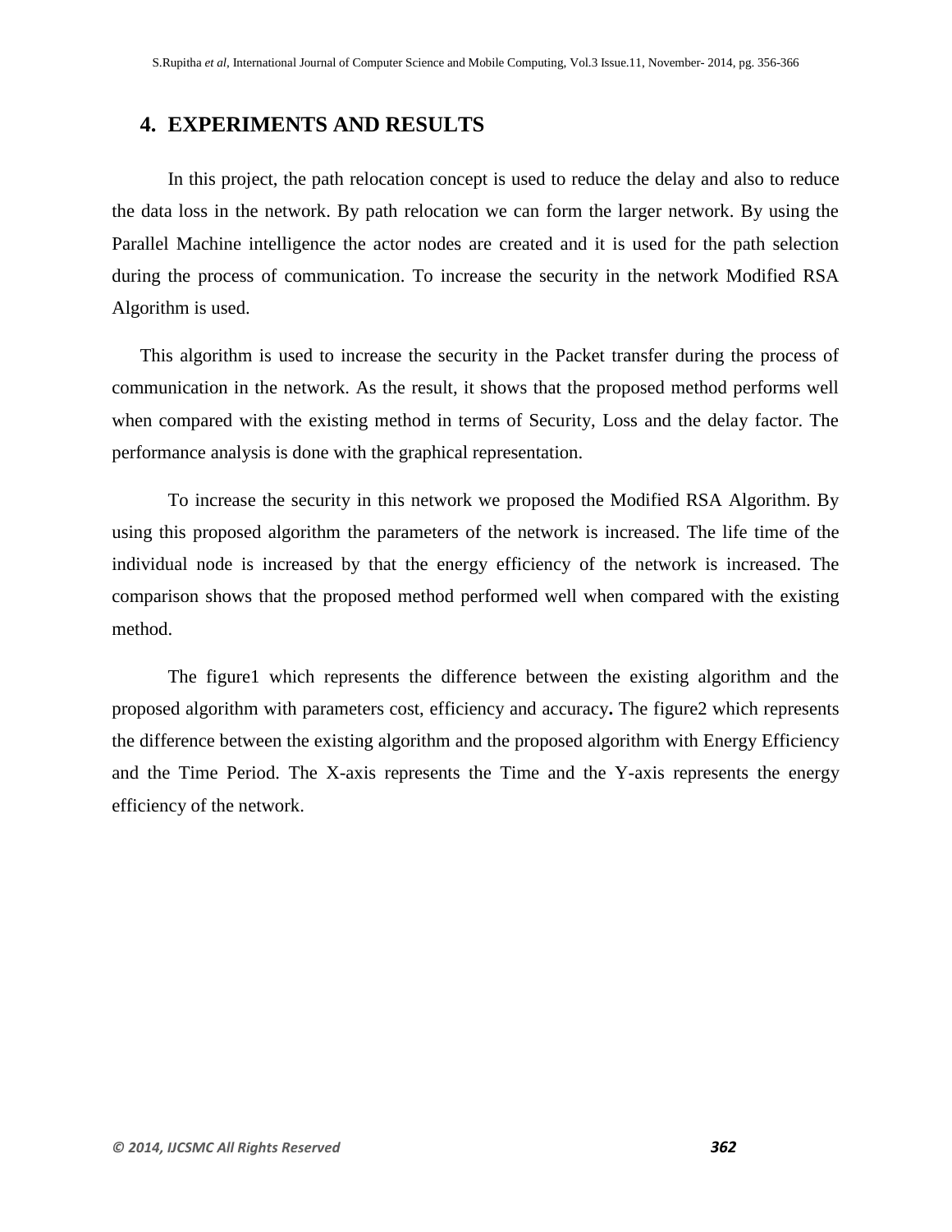## 4. EXPERIMENTS AND RESULTS

In this project, the path relocation concept is used to reduce the delay and also to reduce the data loss in the network. By path relocation we can form the larger network. By using the Parallel Machine intelligence the actor nodes are created and it is used for the path selection during the process of communication. To increase the security in the network Modified RSA Algorithm is used.

This algorithm is used to increase the security in the Packet transfer during the process of communication in the network. As the result, it shows that the proposed method performs well when compared with the existing method in terms of Security, Loss and the delay factor. The performance analysis is done with the graphical representation.

To increase the security in this network we proposed the Modified RSA Algorithm. By using this proposed algorithm the parameters of the network is increased. The life time of the individual node is increased by that the energy efficiency of the network is increased. The comparison shows that the proposed method performed well when compared with the existing method.

The figure1 which represents the difference between the existing algorithm and the proposed algorithm with parameters cost, efficiency and accuracy**.** The figure2 which represents the difference between the existing algorithm and the proposed algorithm with Energy Efficiency and the Time Period. The X-axis represents the Time and the Y-axis represents the energy efficiency of the network.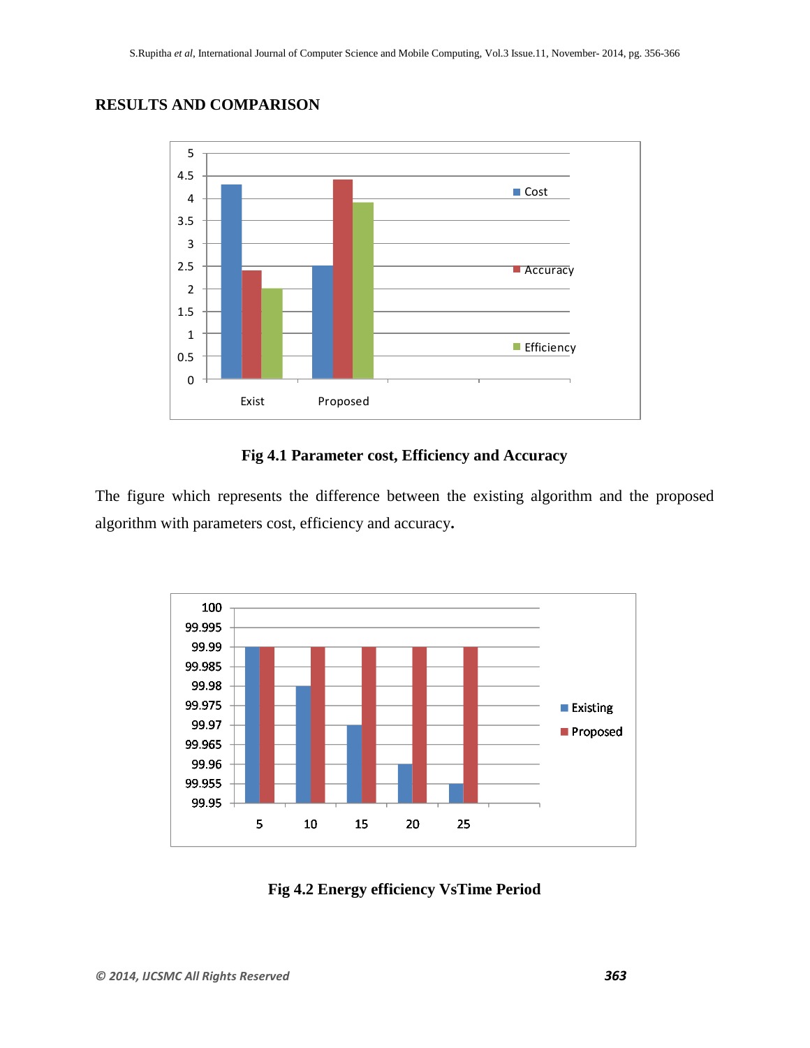## RESULTS AND COMPARISON

**Fig 4.1 Parameter cost, Efficiency and Accuracy**

The figure which represents the difference between the existing algorithm and the proposed algorithm with parameters cost, efficiency and accuracy**.**

**Fig 4.2 Energy efficiency VsTime Period**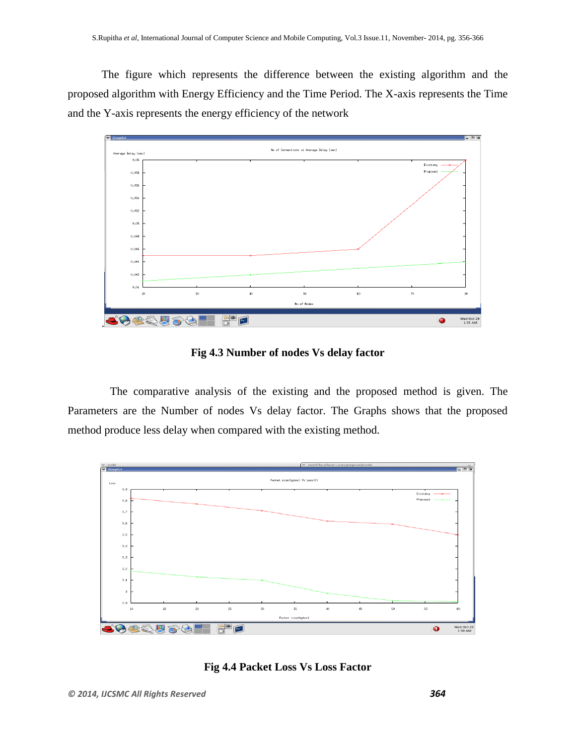The figure which represents the difference between the existing algorithm and the proposed algorithm with Energy Efficiency and the Time Period. The X-axis represents the Time and the Y-axis represents the energy efficiency of the network

**Fig 4.3 Number of nodes Vs delay factor**

The comparative analysis of the existing and the proposed method is given. The Parameters are the Number of nodes Vs delay factor. The Graphs shows that the proposed method produce less delay when compared with the existing method.

**Fig 4.4 Packet Loss Vs Loss Factor**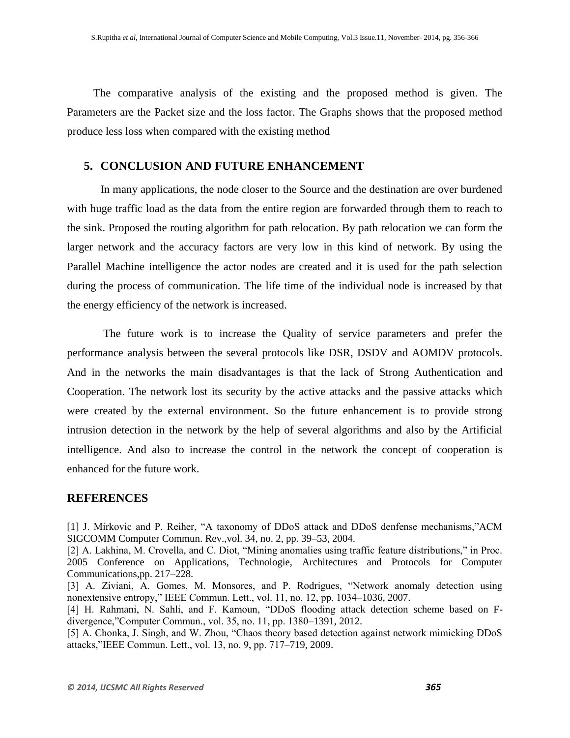The comparative analysis of the existing and the proposed method is given. The Parameters are the Packet size and the loss factor. The Graphs shows that the proposed method produce less loss when compared with the existing method

## 5. CONCLUSION AND FUTURE ENHANCEMENT

In many applications, the node closer to the Source and the destination are over burdened with huge traffic load as the data from the entire region are forwarded through them to reach to the sink. Proposed the routing algorithm for path relocation. By path relocation we can form the larger network and the accuracy factors are very low in this kind of network. By using the Parallel Machine intelligence the actor nodes are created and it is used for the path selection during the process of communication. The life time of the individual node is increased by that the energy efficiency of the network is increased.

The future work is to increase the Quality of service parameters and prefer the performance analysis between the several protocols like DSR, DSDV and AOMDV protocols. And in the networks the main disadvantages is that the lack of Strong Authentication and Cooperation. The network lost its security by the active attacks and the passive attacks which were created by the external environment. So the future enhancement is to provide strong intrusion detection in the network by the help of several algorithms and also by the Artificial intelligence. And also to increase the control in the network the concept of cooperation is enhanced for the future work.

## REFERENCES

[1] J. Mirkovic and P. Reiher, "A taxonomy of DDoS attack and DDoS denfense mechanisms,"ACM SIGCOMM Computer Commun. Rev.,vol. 34, no. 2, pp. 39–53, 2004.

[2] A. Lakhina, M. Crovella, and C. Diot, "Mining anomalies using traffic feature distributions," in Proc. 2005 Conference on Applications, Technologie, Architectures and Protocols for Computer Communications,pp. 217–228.

[3] A. Ziviani, A. Gomes, M. Monsores, and P. Rodrigues, "Network anomaly detection using nonextensive entropy," IEEE Commun. Lett., vol. 11, no. 12, pp. 1034–1036, 2007.

[4] H. Rahmani, N. Sahli, and F. Kamoun, "DDoS flooding attack detection scheme based on F-divergence,"Computer Commun., vol. 35, no. 11, pp. 1380–1391, 2012.

[5] A. Chonka, J. Singh, and W. Zhou, "Chaos theory based detection against network mimicking DDoS attacks,"IEEE Commun. Lett., vol. 13, no. 9, pp. 717–719, 2009.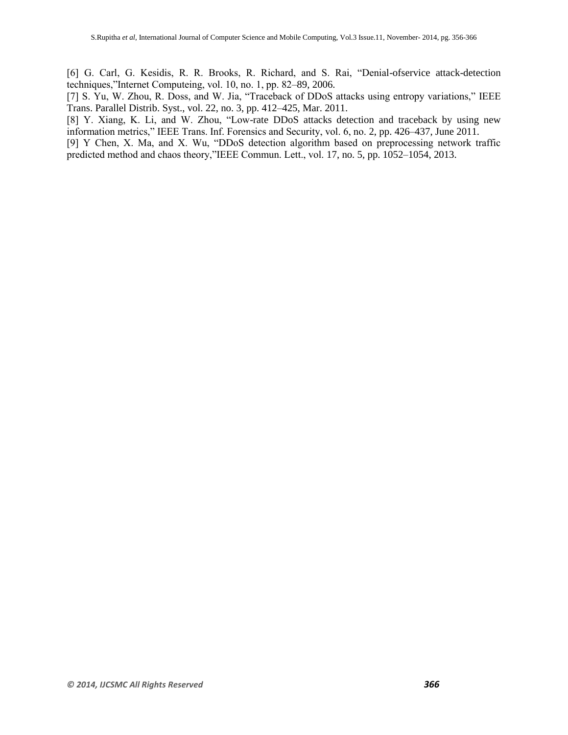[6] G. Carl, G. Kesidis, R. R. Brooks, R. Richard, and S. Rai, "Denial-ofservice attack-detection techniques,"Internet Computeing, vol. 10, no. 1, pp. 82–89, 2006.

[7] S. Yu, W. Zhou, R. Doss, and W. Jia, "Traceback of DDoS attacks using entropy variations," IEEE Trans. Parallel Distrib. Syst., vol. 22, no. 3, pp. 412–425, Mar. 2011.

[8] Y. Xiang, K. Li, and W. Zhou, "Low-rate DDoS attacks detection and traceback by using new information metrics," IEEE Trans. Inf. Forensics and Security, vol. 6, no. 2, pp. 426–437, June 2011.

[9] Y Chen, X. Ma, and X. Wu, "DDoS detection algorithm based on preprocessing network traffic predicted method and chaos theory,"IEEE Commun. Lett., vol. 17, no. 5, pp. 1052–1054, 2013.